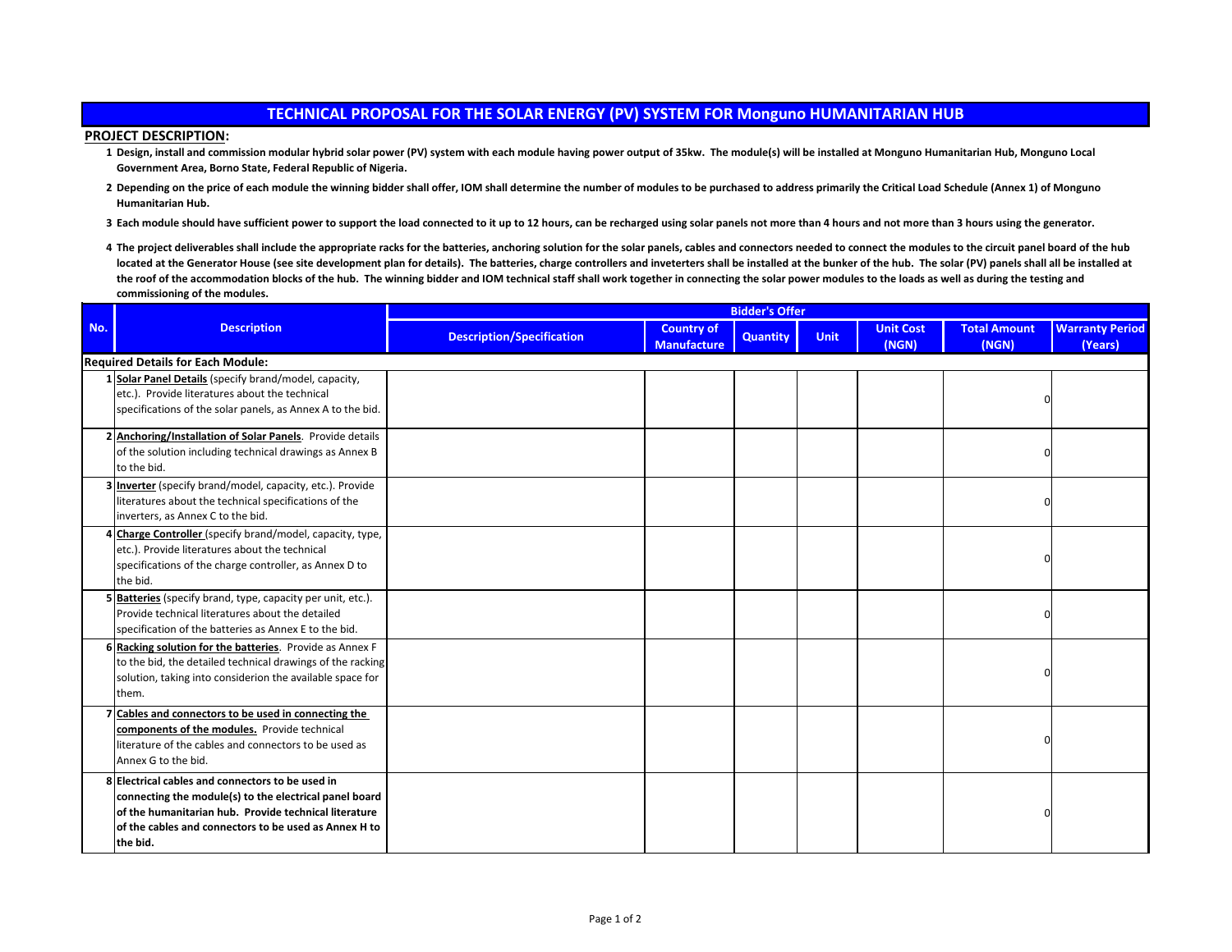# TECHNICAL PROPOSAL FOR THE SOLAR ENERGY (PV) SYSTEM FOR Monguno HUMANITARIAN HUB

**PROJECT DESCRIPTION:**

1. **Design, install and commission modular hybrid solar power (PV) system with each module having power output of 35kw. The module(s) will be installed at Monguno Humanitarian Hub, Monguno Local Government Area, Borno State, Federal Republic of Nigeria.**
2. **Depending on the price of each module the winning bidder shall offer, IOM shall determine the number of modules to be purchased to address primarily the Critical Load Schedule (Annex 1) of Monguno Humanitarian Hub.**
3. **Each module should have sufficient power to support the load connected to it up to 12 hours, can be recharged using solar panels not more than 4 hours and not more than 3 hours using the generator.**
4. **The project deliverables shall include the appropriate racks for the batteries, anchoring solution for the solar panels, cables and connectors needed to connect the modules to the circuit panel board of the hub located at the Generator House (see site development plan for details). The batteries, charge controllers and inveterters shall be installed at the bunker of the hub. The solar (PV) panels shall all be installed at the roof of the accommodation blocks of the hub. The winning bidder and IOM technical staff shall work together in connecting the solar power modules to the loads as well as during the testing and commissioning of the modules.**

| No. | Description | Bidder's Offer | | | | | | |
|---|---|---|---|---|---|---|---|---|
| | | Description/Specification | Country of Manufacture | Quantity | Unit | Unit Cost (NGN) | Total Amount (NGN) | Warranty Period (Years) |
| **Required Details for Each Module:** | | | | | | | | |
| 1 | **Solar Panel Details** (specify brand/model, capacity, etc.). Provide literatures about the technical specifications of the solar panels, as Annex A to the bid. | | | | | | 0 | |
| 2 | **Anchoring/Installation of Solar Panels**. Provide details of the solution including technical drawings as Annex B to the bid. | | | | | | 0 | |
| 3 | **Inverter** (specify brand/model, capacity, etc.). Provide literatures about the technical specifications of the inverters, as Annex C to the bid. | | | | | | 0 | |
| 4 | **Charge Controller** (specify brand/model, capacity, type, etc.). Provide literatures about the technical specifications of the charge controller, as Annex D to the bid. | | | | | | 0 | |
| 5 | **Batteries** (specify brand, type, capacity per unit, etc.). Provide technical literatures about the detailed specification of the batteries as Annex E to the bid. | | | | | | 0 | |
| 6 | **Racking solution for the batteries**. Provide as Annex F to the bid, the detailed technical drawings of the racking solution, taking into considerion the available space for them. | | | | | | 0 | |
| 7 | **Cables and connectors to be used in connecting the components of the modules.** Provide technical literature of the cables and connectors to be used as Annex G to the bid. | | | | | | 0 | |
| 8 | **Electrical cables and connectors to be used in connecting the module(s) to the electrical panel board of the humanitarian hub. Provide technical literature of the cables and connectors to be used as Annex H to the bid.** | | | | | | 0 | |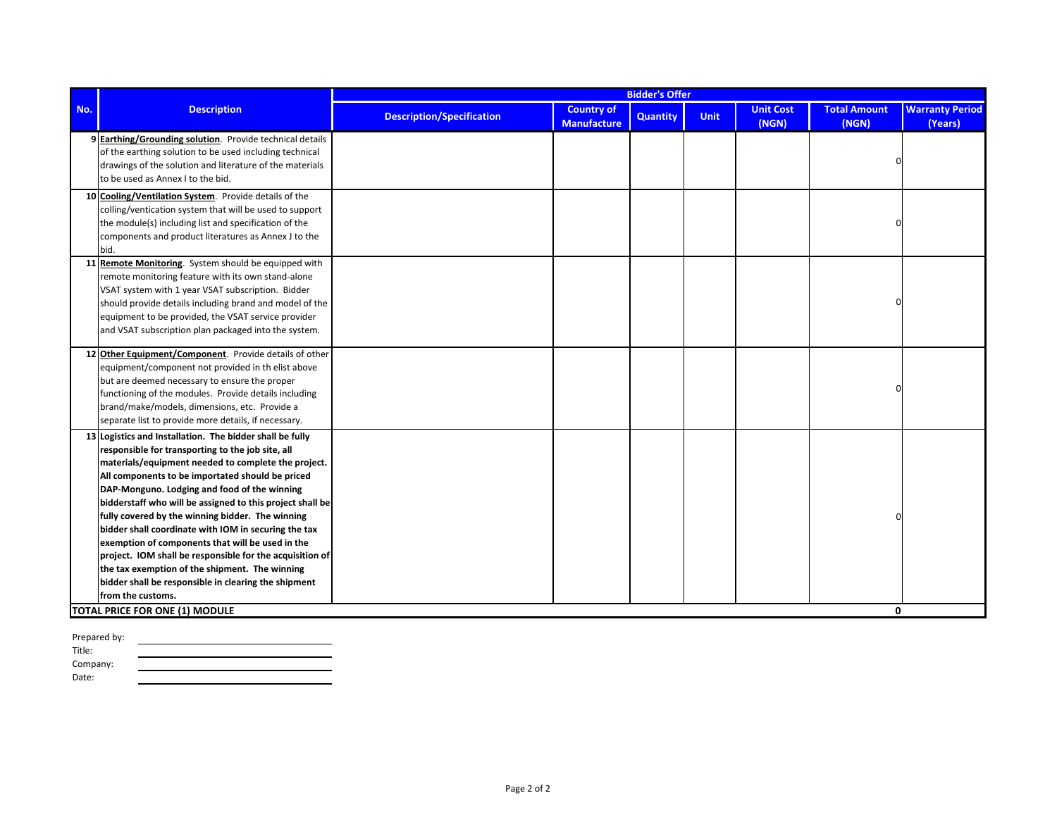| No. | Description | Bidder's Offer | | | | | | |
|---|---|---|---|---|---|---|---|---|
| | | Description/Specification | Country of Manufacture | Quantity | Unit | Unit Cost (NGN) | Total Amount (NGN) | Warranty Period (Years) |
| 9 | **Earthing/Grounding solution**. Provide technical details of the earthing solution to be used including technical drawings of the solution and literature of the materials to be used as Annex I to the bid. | | | | | | 0 | |
| 10 | **Cooling/Ventilation System**. Provide details of the colling/ventication system that will be used to support the module(s) including list and specification of the components and product literatures as Annex J to the bid. | | | | | | 0 | |
| 11 | **Remote Monitoring**. System should be equipped with remote monitoring feature with its own stand-alone VSAT system with 1 year VSAT subscription. Bidder should provide details including brand and model of the equipment to be provided, the VSAT service provider and VSAT subscription plan packaged into the system. | | | | | | 0 | |
| 12 | **Other Equipment/Component**. Provide details of other equipment/component not provided in th elist above but are deemed necessary to ensure the proper functioning of the modules. Provide details including brand/make/models, dimensions, etc. Provide a separate list to provide more details, if necessary. | | | | | | 0 | |
| 13 | **Logistics and Installation. The bidder shall be fully responsible for transporting to the job site, all materials/equipment needed to complete the project. All components to be importated should be priced DAP-Monguno. Lodging and food of the winning bidderstaff who will be assigned to this project shall be fully covered by the winning bidder. The winning bidder shall coordinate with IOM in securing the tax exemption of components that will be used in the project. IOM shall be responsible for the acquisition of the tax exemption of the shipment. The winning bidder shall be responsible in clearing the shipment from the customs.** | | | | | | 0 | |
| **TOTAL PRICE FOR ONE (1) MODULE** | | | | | | | **0** | |

Prepared by: ______________________

Title: ______________________

Company: ______________________

Date: ______________________